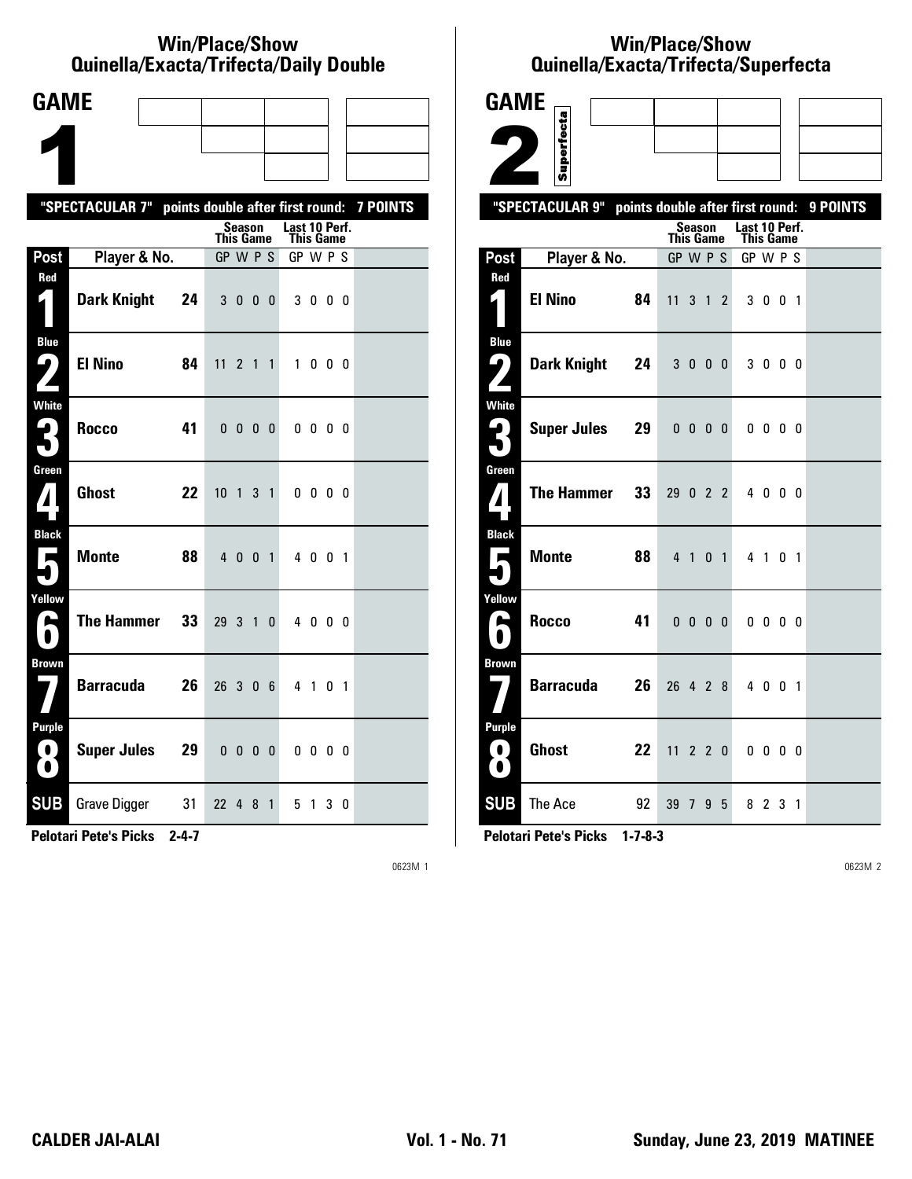## Win/Place/Show Quinella/Exacta/Trifecta/Daily Double

# GAME 1

"SPECTACULAR 7" points double after first round: 7 POINTS

| Post | Player & No. | | Season This Game GP | W | P | S | Last 10 Perf. This Game GP | W | P | S |
|---|---|---|---|---|---|---|---|---|---|---|
| Red 1 | Dark Knight | 24 | 3 | 0 | 0 | 0 | 3 | 0 | 0 | 0 |
| Blue 2 | El Nino | 84 | 11 | 2 | 1 | 1 | 1 | 0 | 0 | 0 |
| White 3 | Rocco | 41 | 0 | 0 | 0 | 0 | 0 | 0 | 0 | 0 |
| Green 4 | Ghost | 22 | 10 | 1 | 3 | 1 | 0 | 0 | 0 | 0 |
| Black 5 | Monte | 88 | 4 | 0 | 0 | 1 | 4 | 0 | 0 | 1 |
| Yellow 6 | The Hammer | 33 | 29 | 3 | 1 | 0 | 4 | 0 | 0 | 0 |
| Brown 7 | Barracuda | 26 | 26 | 3 | 0 | 6 | 4 | 1 | 0 | 1 |
| Purple 8 | Super Jules | 29 | 0 | 0 | 0 | 0 | 0 | 0 | 0 | 0 |
| SUB | Grave Digger | 31 | 22 | 4 | 8 | 1 | 5 | 1 | 3 | 0 |

**Pelotari Pete's Picks 2-4-7**

0623M 1

## Win/Place/Show Quinella/Exacta/Trifecta/Superfecta

# GAME 2

Superfecta

"SPECTACULAR 9" points double after first round: 9 POINTS

| Post | Player & No. | | Season This Game GP | W | P | S | Last 10 Perf. This Game GP | W | P | S |
|---|---|---|---|---|---|---|---|---|---|---|
| Red 1 | El Nino | 84 | 11 | 3 | 1 | 2 | 3 | 0 | 0 | 1 |
| Blue 2 | Dark Knight | 24 | 3 | 0 | 0 | 0 | 3 | 0 | 0 | 0 |
| White 3 | Super Jules | 29 | 0 | 0 | 0 | 0 | 0 | 0 | 0 | 0 |
| Green 4 | The Hammer | 33 | 29 | 0 | 2 | 2 | 4 | 0 | 0 | 0 |
| Black 5 | Monte | 88 | 4 | 1 | 0 | 1 | 4 | 1 | 0 | 1 |
| Yellow 6 | Rocco | 41 | 0 | 0 | 0 | 0 | 0 | 0 | 0 | 0 |
| Brown 7 | Barracuda | 26 | 26 | 4 | 2 | 8 | 4 | 0 | 0 | 1 |
| Purple 8 | Ghost | 22 | 11 | 2 | 2 | 0 | 0 | 0 | 0 | 0 |
| SUB | The Ace | 92 | 39 | 7 | 9 | 5 | 8 | 2 | 3 | 1 |

**Pelotari Pete's Picks 1-7-8-3**

0623M 2

**CALDER JAI-ALAI** **Vol. 1 - No. 71** **Sunday, June 23, 2019 MATINEE**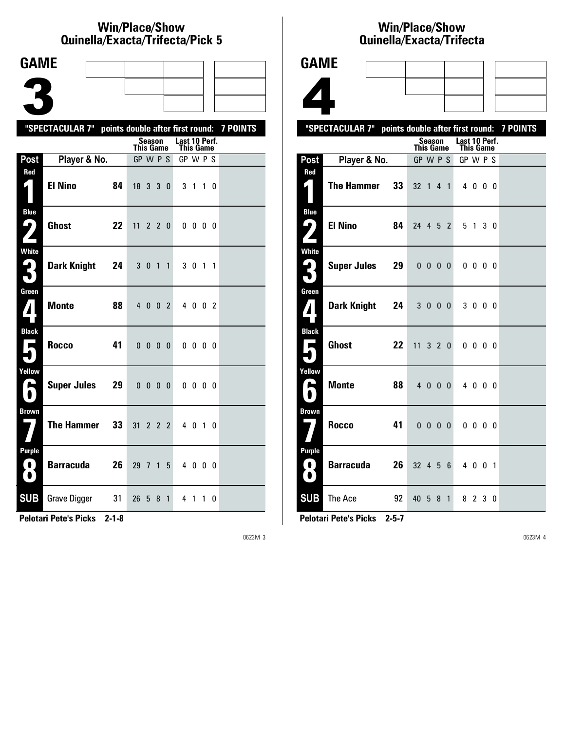# Win/Place/Show
# Quinella/Exacta/Trifecta/Pick 5

## GAME 3

**"SPECTACULAR 7" points double after first round: 7 POINTS**

| Post | Player & No. | | Season This Game GP | W | P | S | Last 10 Perf. This Game GP | W | P | S |
|---|---|---|---|---|---|---|---|---|---|---|
| Red 1 | **El Nino** | **84** | 18 | 3 | 3 | 0 | 3 | 1 | 1 | 0 |
| Blue 2 | **Ghost** | **22** | 11 | 2 | 2 | 0 | 0 | 0 | 0 | 0 |
| White 3 | **Dark Knight** | **24** | 3 | 0 | 1 | 1 | 3 | 0 | 1 | 1 |
| Green 4 | **Monte** | **88** | 4 | 0 | 0 | 2 | 4 | 0 | 0 | 2 |
| Black 5 | **Rocco** | **41** | 0 | 0 | 0 | 0 | 0 | 0 | 0 | 0 |
| Yellow 6 | **Super Jules** | **29** | 0 | 0 | 0 | 0 | 0 | 0 | 0 | 0 |
| Brown 7 | **The Hammer** | **33** | 31 | 2 | 2 | 2 | 4 | 0 | 1 | 0 |
| Purple 8 | **Barracuda** | **26** | 29 | 7 | 1 | 5 | 4 | 0 | 0 | 0 |
| SUB | Grave Digger | 31 | 26 | 5 | 8 | 1 | 4 | 1 | 1 | 0 |

**Pelotari Pete's Picks 2-1-8**

# Win/Place/Show
# Quinella/Exacta/Trifecta

## GAME 4

**"SPECTACULAR 7" points double after first round: 7 POINTS**

| Post | Player & No. | | Season This Game GP | W | P | S | Last 10 Perf. This Game GP | W | P | S |
|---|---|---|---|---|---|---|---|---|---|---|
| Red 1 | **The Hammer** | **33** | 32 | 1 | 4 | 1 | 4 | 0 | 0 | 0 |
| Blue 2 | **El Nino** | **84** | 24 | 4 | 5 | 2 | 5 | 1 | 3 | 0 |
| White 3 | **Super Jules** | **29** | 0 | 0 | 0 | 0 | 0 | 0 | 0 | 0 |
| Green 4 | **Dark Knight** | **24** | 3 | 0 | 0 | 0 | 3 | 0 | 0 | 0 |
| Black 5 | **Ghost** | **22** | 11 | 3 | 2 | 0 | 0 | 0 | 0 | 0 |
| Yellow 6 | **Monte** | **88** | 4 | 0 | 0 | 0 | 4 | 0 | 0 | 0 |
| Brown 7 | **Rocco** | **41** | 0 | 0 | 0 | 0 | 0 | 0 | 0 | 0 |
| Purple 8 | **Barracuda** | **26** | 32 | 4 | 5 | 6 | 4 | 0 | 0 | 1 |
| SUB | The Ace | 92 | 40 | 5 | 8 | 1 | 8 | 2 | 3 | 0 |

**Pelotari Pete's Picks 2-5-7**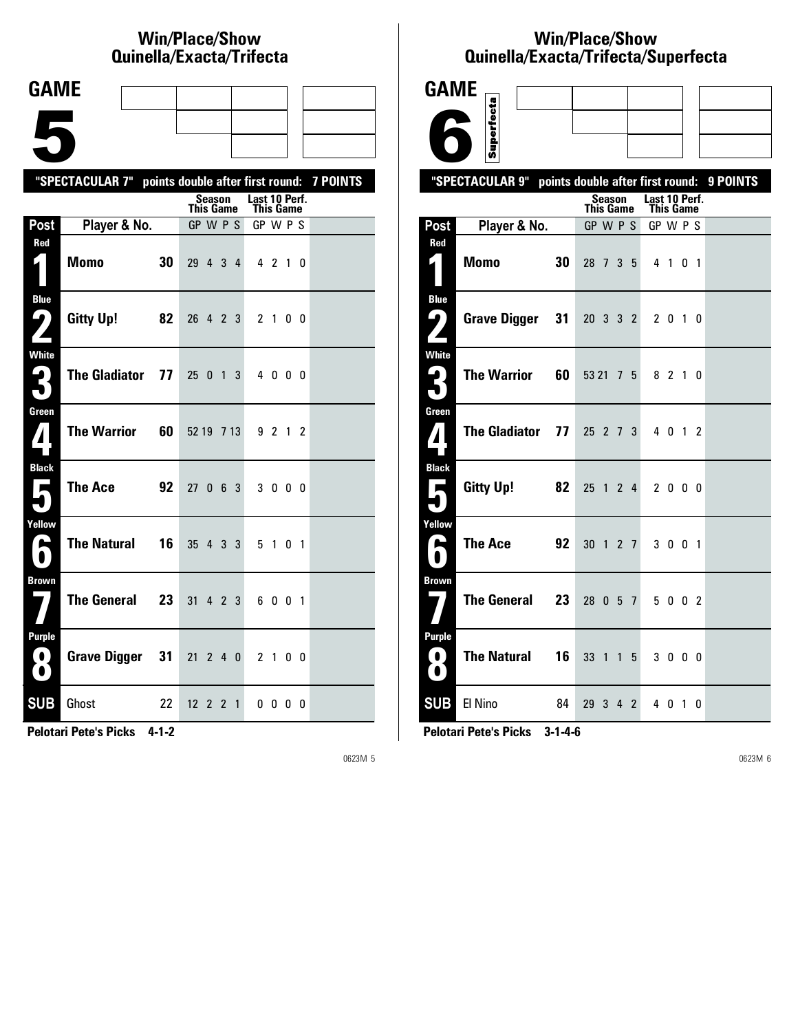## Win/Place/Show Quinella/Exacta/Trifecta

# GAME 5

**"SPECTACULAR 7" points double after first round: 7 POINTS**

| Post | Player & No. | | Season This Game GP | W | P | S | Last 10 Perf. This Game GP | W | P | S |
|---|---|---|---|---|---|---|---|---|---|---|
| Red 1 | **Momo** | **30** | 29 | 4 | 3 | 4 | 4 | 2 | 1 | 0 |
| Blue 2 | **Gitty Up!** | **82** | 26 | 4 | 2 | 3 | 2 | 1 | 0 | 0 |
| White 3 | **The Gladiator** | **77** | 25 | 0 | 1 | 3 | 4 | 0 | 0 | 0 |
| Green 4 | **The Warrior** | **60** | 52 | 19 | 7 | 13 | 9 | 2 | 1 | 2 |
| Black 5 | **The Ace** | **92** | 27 | 0 | 6 | 3 | 3 | 0 | 0 | 0 |
| Yellow 6 | **The Natural** | **16** | 35 | 4 | 3 | 3 | 5 | 1 | 0 | 1 |
| Brown 7 | **The General** | **23** | 31 | 4 | 2 | 3 | 6 | 0 | 0 | 1 |
| Purple 8 | **Grave Digger** | **31** | 21 | 2 | 4 | 0 | 2 | 1 | 0 | 0 |
| SUB | Ghost | 22 | 12 | 2 | 2 | 1 | 0 | 0 | 0 | 0 |

**Pelotari Pete's Picks 4-1-2**

0623M 5

## Win/Place/Show Quinella/Exacta/Trifecta/Superfecta

# GAME 6

Superfecta

**"SPECTACULAR 9" points double after first round: 9 POINTS**

| Post | Player & No. | | Season This Game GP | W | P | S | Last 10 Perf. This Game GP | W | P | S |
|---|---|---|---|---|---|---|---|---|---|---|
| Red 1 | **Momo** | **30** | 28 | 7 | 3 | 5 | 4 | 1 | 0 | 1 |
| Blue 2 | **Grave Digger** | **31** | 20 | 3 | 3 | 2 | 2 | 0 | 1 | 0 |
| White 3 | **The Warrior** | **60** | 53 | 21 | 7 | 5 | 8 | 2 | 1 | 0 |
| Green 4 | **The Gladiator** | **77** | 25 | 2 | 7 | 3 | 4 | 0 | 1 | 2 |
| Black 5 | **Gitty Up!** | **82** | 25 | 1 | 2 | 4 | 2 | 0 | 0 | 0 |
| Yellow 6 | **The Ace** | **92** | 30 | 1 | 2 | 7 | 3 | 0 | 0 | 1 |
| Brown 7 | **The General** | **23** | 28 | 0 | 5 | 7 | 5 | 0 | 0 | 2 |
| Purple 8 | **The Natural** | **16** | 33 | 1 | 1 | 5 | 3 | 0 | 0 | 0 |
| SUB | El Nino | 84 | 29 | 3 | 4 | 2 | 4 | 0 | 1 | 0 |

**Pelotari Pete's Picks 3-1-4-6**

0623M 6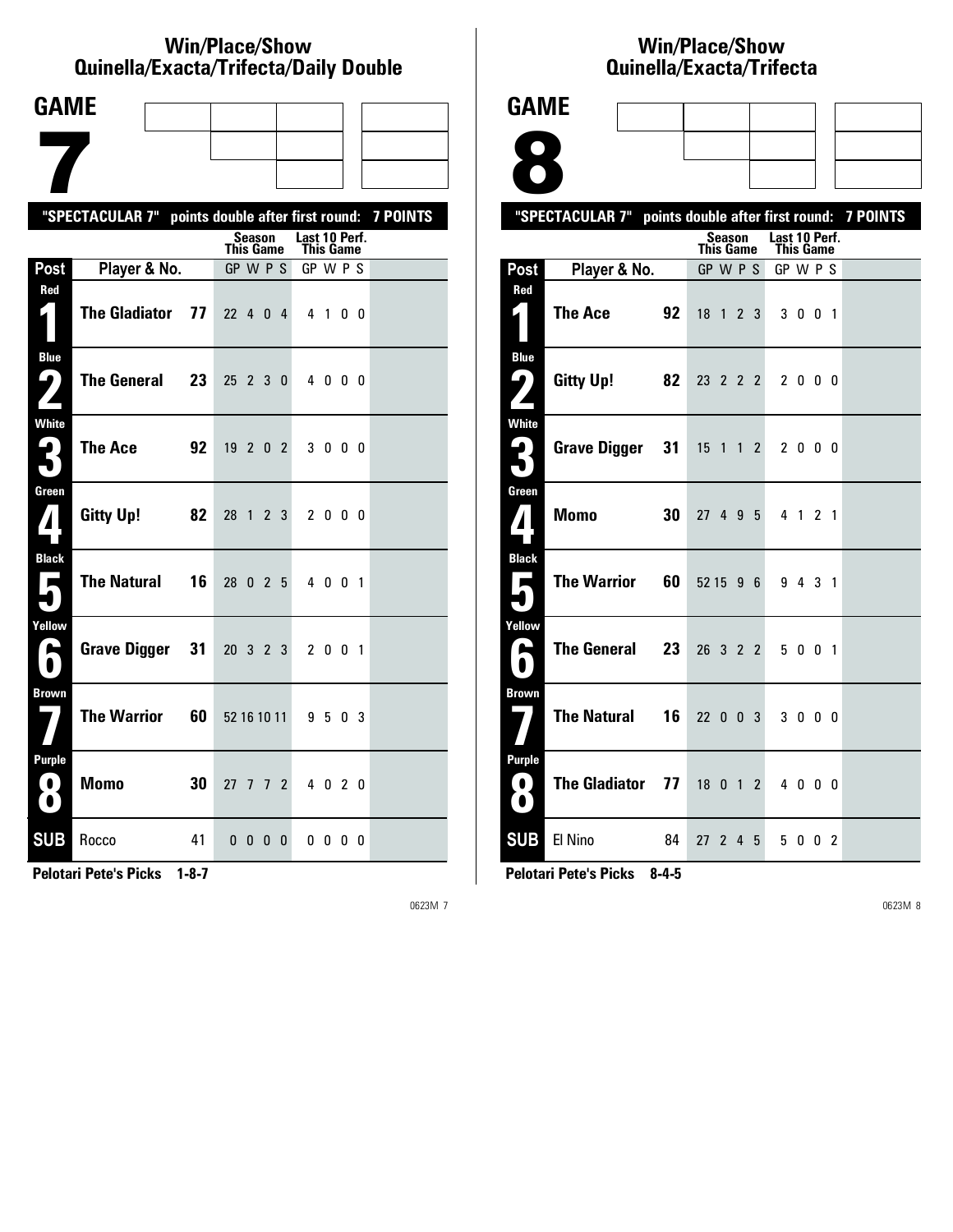## Win/Place/Show
## Quinella/Exacta/Trifecta/Daily Double

# GAME 7

"SPECTACULAR 7" points double after first round: 7 POINTS

| Post | Player & No. | | Season This Game GP W P S | Last 10 Perf. This Game GP W P S |
|---|---|---|---|---|
| Red 1 | The Gladiator | 77 | 22 4 0 4 | 4 1 0 0 |
| Blue 2 | The General | 23 | 25 2 3 0 | 4 0 0 0 |
| White 3 | The Ace | 92 | 19 2 0 2 | 3 0 0 0 |
| Green 4 | Gitty Up! | 82 | 28 1 2 3 | 2 0 0 0 |
| Black 5 | The Natural | 16 | 28 0 2 5 | 4 0 0 1 |
| Yellow 6 | Grave Digger | 31 | 20 3 2 3 | 2 0 0 1 |
| Brown 7 | The Warrior | 60 | 52 16 10 11 | 9 5 0 3 |
| Purple 8 | Momo | 30 | 27 7 7 2 | 4 0 2 0 |
| SUB | Rocco | 41 | 0 0 0 0 | 0 0 0 0 |

**Pelotari Pete's Picks 1-8-7**

0623M 7

## Win/Place/Show
## Quinella/Exacta/Trifecta

# GAME 8

"SPECTACULAR 7" points double after first round: 7 POINTS

| Post | Player & No. | | Season This Game GP W P S | Last 10 Perf. This Game GP W P S |
|---|---|---|---|---|
| Red 1 | The Ace | 92 | 18 1 2 3 | 3 0 0 1 |
| Blue 2 | Gitty Up! | 82 | 23 2 2 2 | 2 0 0 0 |
| White 3 | Grave Digger | 31 | 15 1 1 2 | 2 0 0 0 |
| Green 4 | Momo | 30 | 27 4 9 5 | 4 1 2 1 |
| Black 5 | The Warrior | 60 | 52 15 9 6 | 9 4 3 1 |
| Yellow 6 | The General | 23 | 26 3 2 2 | 5 0 0 1 |
| Brown 7 | The Natural | 16 | 22 0 0 3 | 3 0 0 0 |
| Purple 8 | The Gladiator | 77 | 18 0 1 2 | 4 0 0 0 |
| SUB | El Nino | 84 | 27 2 4 5 | 5 0 0 2 |

**Pelotari Pete's Picks 8-4-5**

0623M 8